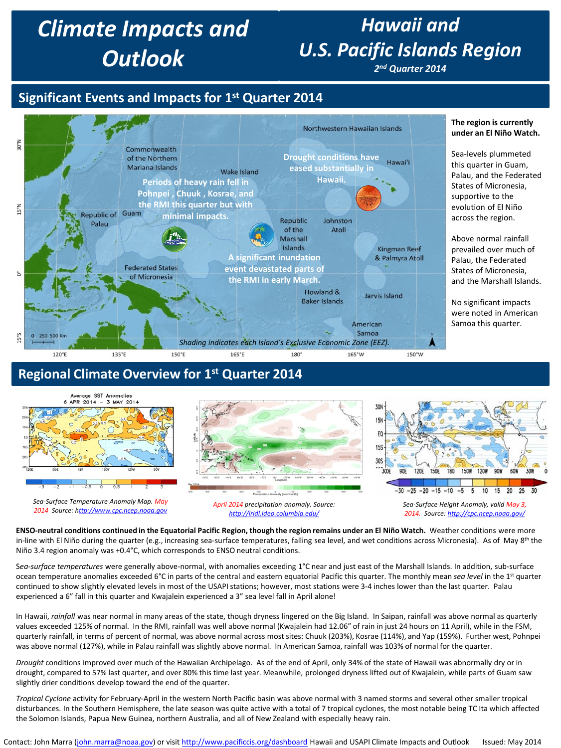# Climate Impacts and Outlook

# Hawaii and U.S. Pacific Islands Region

***2nd Quarter 2014***

## Significant Events and Impacts for 1st Quarter 2014

Drought conditions have eased substantially in Hawaii.

Periods of heavy rain fell in Pohnpei, Chuuk, Kosrae, and the RMI this quarter but with minimal impacts.

A significant inundation event devastated parts of the RMI in early March.

*Shading indicates each Island's Exclusive Economic Zone (EEZ).*

**The region is currently under an El Niño Watch.**

Sea-levels plummeted this quarter in Guam, Palau, and the Federated States of Micronesia, supportive to the evolution of El Niño across the region.

Above normal rainfall prevailed over much of Palau, the Federated States of Micronesia, and the Marshall Islands.

No significant impacts were noted in American Samoa this quarter.

## Regional Climate Overview for 1st Quarter 2014

*Sea-Surface Temperature Anomaly Map. May 2014 Source: http://www.cpc.ncep.noaa.gov*

*April 2014 precipitation anomaly. Source: http://iridl.ldeo.columbia.edu/*

*Sea-Surface Height Anomaly, valid May 3, 2014. Source: http://www.cpc.ncep.noaa.gov/*

**ENSO-neutral conditions continued in the Equatorial Pacific Region, though the region remains under an El Niño Watch.** Weather conditions were more in-line with El Niño during the quarter (e.g., increasing sea-surface temperatures, falling sea level, and wet conditions across Micronesia). As of May 8th the Niño 3.4 region anomaly was +0.4°C, which corresponds to ENSO neutral conditions.

*Sea-surface temperatures* were generally above-normal, with anomalies exceeding 1°C near and just east of the Marshall Islands. In addition, sub-surface ocean temperature anomalies exceeded 6°C in parts of the central and eastern equatorial Pacific this quarter. The monthly mean *sea level* in the 1st quarter continued to show slightly elevated levels in most of the USAPI stations; however, most stations were 3-4 inches lower than the last quarter. Palau experienced a 6" fall in this quarter and Kwajalein experienced a 3" sea level fall in April alone!

In Hawaii, *rainfall* was near normal in many areas of the state, though dryness lingered on the Big Island. In Saipan, rainfall was above normal as quarterly values exceeded 125% of normal. In the RMI, rainfall was well above normal (Kwajalein had 12.06" of rain in just 24 hours on 11 April), while in the FSM, quarterly rainfall, in terms of percent of normal, was above normal across most sites: Chuuk (203%), Kosrae (114%), and Yap (159%). Further west, Pohnpei was above normal (127%), while in Palau rainfall was slightly above normal. In American Samoa, rainfall was 103% of normal for the quarter.

*Drought* conditions improved over much of the Hawaiian Archipelago. As of the end of April, only 34% of the state of Hawaii was abnormally dry or in drought, compared to 57% last quarter, and over 80% this time last year. Meanwhile, prolonged dryness lifted out of Kwajalein, while parts of Guam saw slightly drier conditions develop toward the end of the quarter.

*Tropical Cyclone* activity for February-April in the western North Pacific basin was above normal with 3 named storms and several other smaller tropical disturbances. In the Southern Hemisphere, the late season was quite active with a total of 7 tropical cyclones, the most notable being TC Ita which affected the Solomon Islands, Papua New Guinea, northern Australia, and all of New Zealand with especially heavy rain.

Contact: John Marra (john.marra@noaa.gov) or visit http://www.pacificcis.org/dashboard Hawaii and USAPI Climate Impacts and Outlook Issued: May 2014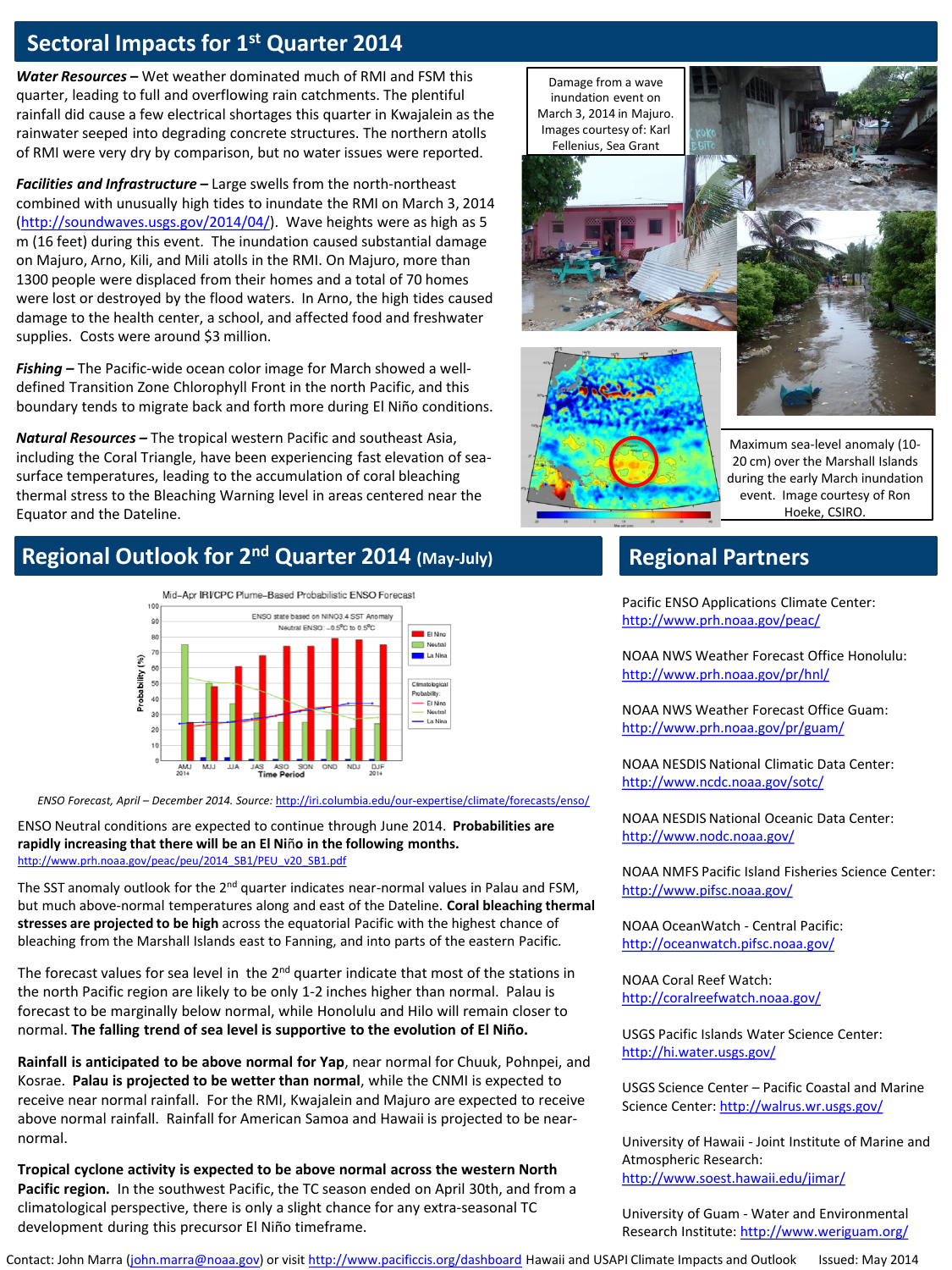## Sectoral Impacts for 1st Quarter 2014

***Water Resources –*** Wet weather dominated much of RMI and FSM this quarter, leading to full and overflowing rain catchments. The plentiful rainfall did cause a few electrical shortages this quarter in Kwajalein as the rainwater seeped into degrading concrete structures. The northern atolls of RMI were very dry by comparison, but no water issues were reported.

***Facilities and Infrastructure –*** Large swells from the north-northeast combined with unusually high tides to inundate the RMI on March 3, 2014 (http://soundwaves.usgs.gov/2014/04/). Wave heights were as high as 5 m (16 feet) during this event. The inundation caused substantial damage on Majuro, Arno, Kili, and Mili atolls in the RMI. On Majuro, more than 1300 people were displaced from their homes and a total of 70 homes were lost or destroyed by the flood waters. In Arno, the high tides caused damage to the health center, a school, and affected food and freshwater supplies. Costs were around $3 million.

***Fishing –*** The Pacific-wide ocean color image for March showed a well-defined Transition Zone Chlorophyll Front in the north Pacific, and this boundary tends to migrate back and forth more during El Niño conditions.

***Natural Resources –*** The tropical western Pacific and southeast Asia, including the Coral Triangle, have been experiencing fast elevation of sea-surface temperatures, leading to the accumulation of coral bleaching thermal stress to the Bleaching Warning level in areas centered near the Equator and the Dateline.

Damage from a wave inundation event on March 3, 2014 in Majuro. Images courtesy of: Karl Fellenius, Sea Grant

Maximum sea-level anomaly (10-20 cm) over the Marshall Islands during the early March inundation event. Image courtesy of Ron Hoeke, CSIRO.

## Regional Outlook for 2nd Quarter 2014 (May-July)

Mid-Apr IRI/CPC Plume-Based Probabilistic ENSO Forecast
ENSO state based on NINO3.4 SST Anomaly
Neutral ENSO: -0.5°C to 0.5°C
El Nino
Neutral
La Nina
Climatological Probability:
El Nino
Neutral
La Nina
Probability (%)
Time Period
AMJ 2014, MJJ, JJA, JAS, ASO, SON, OND, NDJ, DJF 2014

*ENSO Forecast, April – December 2014. Source:* http://iri.columbia.edu/our-expertise/climate/forecasts/enso/

ENSO Neutral conditions are expected to continue through June 2014. **Probabilities are rapidly increasing that there will be an El Niño in the following months.**
http://www.prh.noaa.gov/peac/peu/2014_SB1/PEU_v20_SB1.pdf

The SST anomaly outlook for the 2nd quarter indicates near-normal values in Palau and FSM, but much above-normal temperatures along and east of the Dateline. **Coral bleaching thermal stresses are projected to be high** across the equatorial Pacific with the highest chance of bleaching from the Marshall Islands east to Fanning, and into parts of the eastern Pacific.

The forecast values for sea level in the 2nd quarter indicate that most of the stations in the north Pacific region are likely to be only 1-2 inches higher than normal. Palau is forecast to be marginally below normal, while Honolulu and Hilo will remain closer to normal. **The falling trend of sea level is supportive to the evolution of El Niño.**

**Rainfall is anticipated to be above normal for Yap**, near normal for Chuuk, Pohnpei, and Kosrae. **Palau is projected to be wetter than normal**, while the CNMI is expected to receive near normal rainfall. For the RMI, Kwajalein and Majuro are expected to receive above normal rainfall. Rainfall for American Samoa and Hawaii is projected to be near-normal.

**Tropical cyclone activity is expected to be above normal across the western North Pacific region.** In the southwest Pacific, the TC season ended on April 30th, and from a climatological perspective, there is only a slight chance for any extra-seasonal TC development during this precursor El Niño timeframe.

## Regional Partners

Pacific ENSO Applications Climate Center:
http://www.prh.noaa.gov/peac/

NOAA NWS Weather Forecast Office Honolulu:
http://www.prh.noaa.gov/pr/hnl/

NOAA NWS Weather Forecast Office Guam:
http://www.prh.noaa.gov/pr/guam/

NOAA NESDIS National Climatic Data Center:
http://www.ncdc.noaa.gov/sotc/

NOAA NESDIS National Oceanic Data Center:
http://www.nodc.noaa.gov/

NOAA NMFS Pacific Island Fisheries Science Center:
http://www.pifsc.noaa.gov/

NOAA OceanWatch - Central Pacific:
http://oceanwatch.pifsc.noaa.gov/

NOAA Coral Reef Watch:
http://coralreefwatch.noaa.gov/

USGS Pacific Islands Water Science Center:
http://hi.water.usgs.gov/

USGS Science Center – Pacific Coastal and Marine Science Center: http://walrus.wr.usgs.gov/

University of Hawaii - Joint Institute of Marine and Atmospheric Research:
http://www.soest.hawaii.edu/jimar/

University of Guam - Water and Environmental Research Institute: http://www.weriguam.org/

Contact: John Marra (john.marra@noaa.gov) or visit http://www.pacificcis.org/dashboard Hawaii and USAPI Climate Impacts and Outlook Issued: May 2014